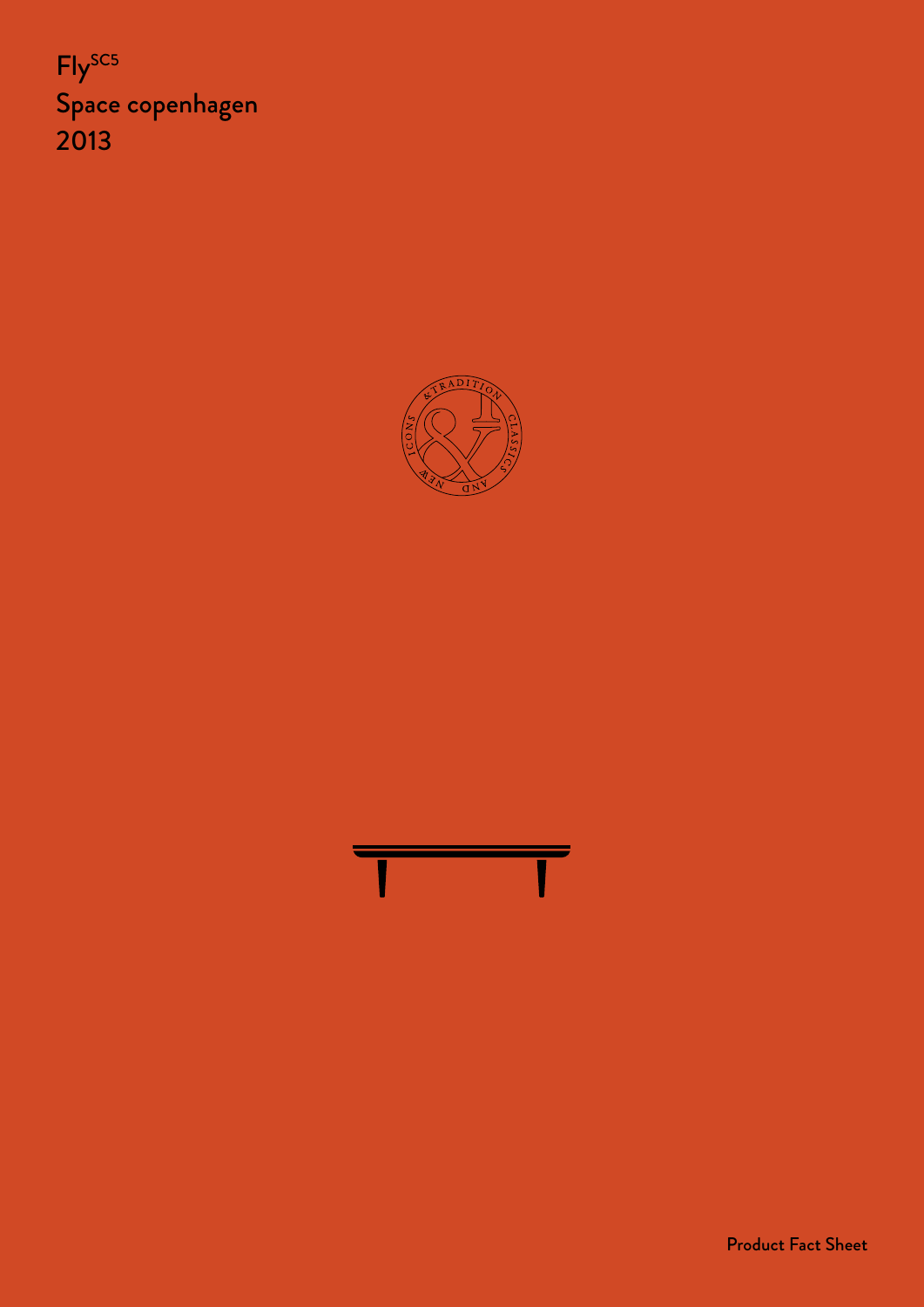# Fly[SC5]

Space copenhagen

2013

Product Fact Sheet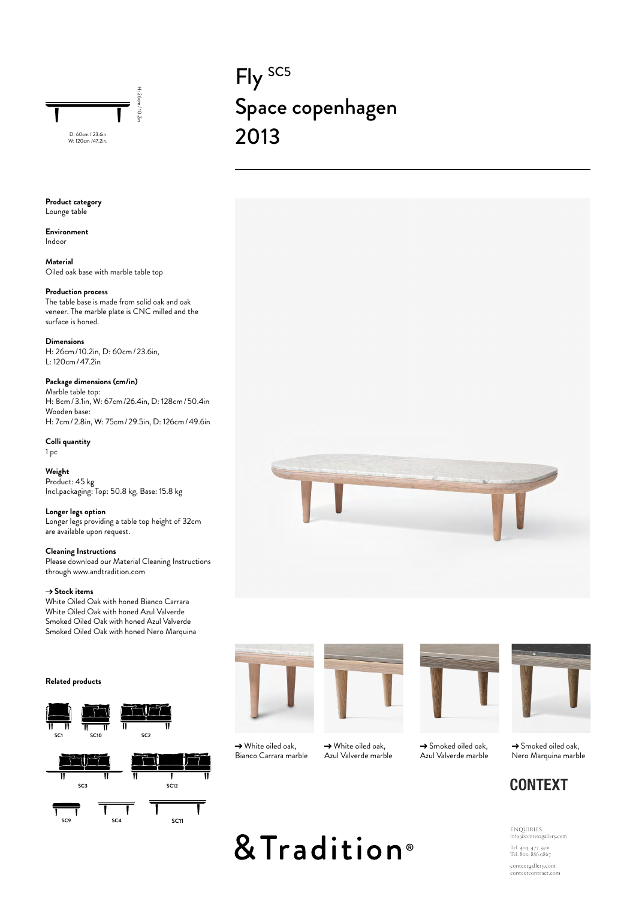# Fly SC5

## Space copenhagen

## 2013

H: 26cm / 10.2in

D: 60cm / 23.6in
W: 120cm /47.2in.

**Product category**
Lounge table

**Environment**
Indoor

**Material**
Oiled oak base with marble table top

**Production process**
The table base is made from solid oak and oak veneer. The marble plate is CNC milled and the surface is honed.

**Dimensions**
H: 26cm / 10.2in, D: 60cm / 23.6in,
L: 120cm / 47.2in

**Package dimensions (cm/in)**
Marble table top:
H: 8cm / 3.1in, W: 67cm /26.4in, D: 128cm / 50.4in
Wooden base:
H: 7cm / 2.8in, W: 75cm / 29.5in, D: 126cm / 49.6in

**Colli quantity**
1 pc

**Weight**
Product: 45 kg
Incl.packaging: Top: 50.8 kg, Base: 15.8 kg

**Longer legs option**
Longer legs providing a table top height of 32cm are available upon request.

**Cleaning Instructions**
Please download our Material Cleaning Instructions through www.andtradition.com

**→ Stock items**
White Oiled Oak with honed Bianco Carrara
White Oiled Oak with honed Azul Valverde
Smoked Oiled Oak with honed Azul Valverde
Smoked Oiled Oak with honed Nero Marquina

**Related products**

SC1 SC10 SC2
SC3 SC12
SC9 SC4 SC11

→ White oiled oak, Bianco Carrara marble

→ White oiled oak, Azul Valverde marble

→ Smoked oiled oak, Azul Valverde marble

→ Smoked oiled oak, Nero Marquina marble

&Tradition®

CONTEXT

ENQUIRIES
info@contextgallery.com

Tel. 404. 477. 3501
Tel. 800. 886.0867

contextgallery.com
contextcontract.com